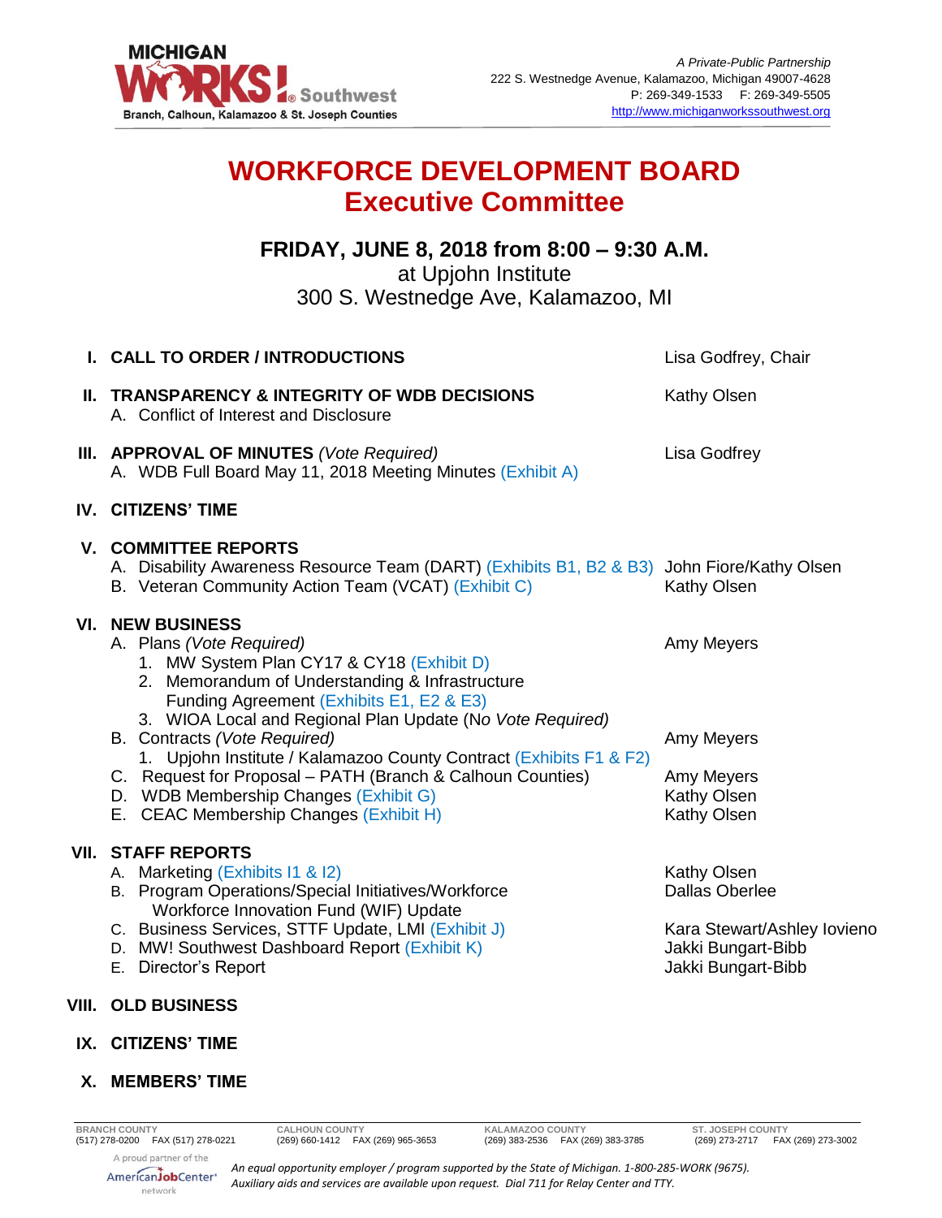MICHIGAN WORKS! Southwest
Branch, Calhoun, Kalamazoo & St. Joseph Counties

*A Private-Public Partnership*
222 S. Westnedge Avenue, Kalamazoo, Michigan 49007-4628
P: 269-349-1533 F: 269-349-5505
http://www.michiganworkssouthwest.org

# WORKFORCE DEVELOPMENT BOARD
# Executive Committee

## FRIDAY, JUNE 8, 2018 from 8:00 – 9:30 A.M.

at Upjohn Institute
300 S. Westnedge Ave, Kalamazoo, MI

**I. CALL TO ORDER / INTRODUCTIONS** — Lisa Godfrey, Chair

**II. TRANSPARENCY & INTEGRITY OF WDB DECISIONS** — Kathy Olsen
- A. Conflict of Interest and Disclosure

**III. APPROVAL OF MINUTES** *(Vote Required)* — Lisa Godfrey
- A. WDB Full Board May 11, 2018 Meeting Minutes (Exhibit A)

**IV. CITIZENS' TIME**

**V. COMMITTEE REPORTS**
- A. Disability Awareness Resource Team (DART) (Exhibits B1, B2 & B3) — John Fiore/Kathy Olsen
- B. Veteran Community Action Team (VCAT) (Exhibit C) — Kathy Olsen

**VI. NEW BUSINESS**
- A. Plans *(Vote Required)* — Amy Meyers
  1. MW System Plan CY17 & CY18 (Exhibit D)
  2. Memorandum of Understanding & Infrastructure Funding Agreement (Exhibits E1, E2 & E3)
  3. WIOA Local and Regional Plan Update (No *Vote Required)*
- B. Contracts *(Vote Required)* — Amy Meyers
  1. Upjohn Institute / Kalamazoo County Contract (Exhibits F1 & F2)
- C. Request for Proposal – PATH (Branch & Calhoun Counties) — Amy Meyers
- D. WDB Membership Changes (Exhibit G) — Kathy Olsen
- E. CEAC Membership Changes (Exhibit H) — Kathy Olsen

**VII. STAFF REPORTS**
- A. Marketing (Exhibits I1 & I2) — Kathy Olsen
- B. Program Operations/Special Initiatives/Workforce Workforce Innovation Fund (WIF) Update — Dallas Oberlee
- C. Business Services, STTF Update, LMI (Exhibit J) — Kara Stewart/Ashley Iovieno
- D. MW! Southwest Dashboard Report (Exhibit K) — Jakki Bungart-Bibb
- E. Director's Report — Jakki Bungart-Bibb

**VIII. OLD BUSINESS**

**IX. CITIZENS' TIME**

**X. MEMBERS' TIME**

| BRANCH COUNTY | CALHOUN COUNTY | KALAMAZOO COUNTY | ST. JOSEPH COUNTY |
|---|---|---|---|
| (517) 278-0200 FAX (517) 278-0221 | (269) 660-1412 FAX (269) 965-3653 | (269) 383-2536 FAX (269) 383-3785 | (269) 273-2717 FAX (269) 273-3002 |

A proud partner of the AmericanJobCenter network

*An equal opportunity employer / program supported by the State of Michigan. 1-800-285-WORK (9675). Auxiliary aids and services are available upon request. Dial 711 for Relay Center and TTY.*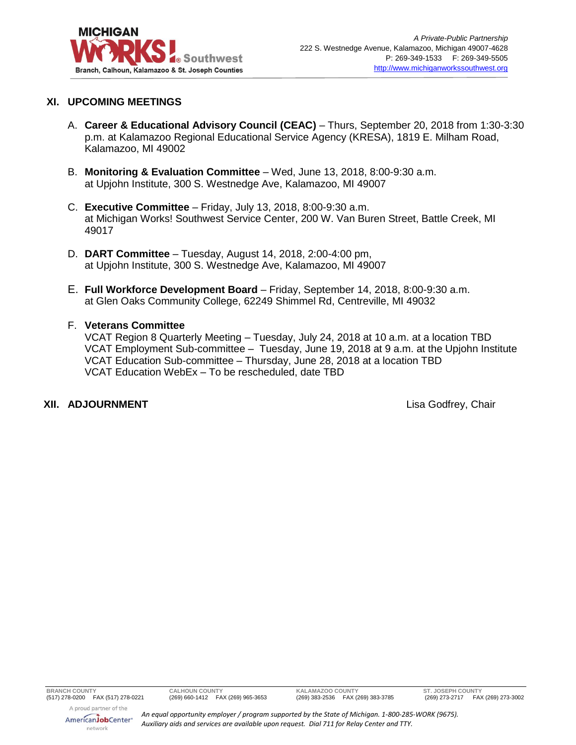## XI. UPCOMING MEETINGS

A. **Career & Educational Advisory Council (CEAC)** – Thurs, September 20, 2018 from 1:30-3:30 p.m. at Kalamazoo Regional Educational Service Agency (KRESA), 1819 E. Milham Road, Kalamazoo, MI 49002

B. **Monitoring & Evaluation Committee** – Wed, June 13, 2018, 8:00-9:30 a.m. at Upjohn Institute, 300 S. Westnedge Ave, Kalamazoo, MI 49007

C. **Executive Committee** – Friday, July 13, 2018, 8:00-9:30 a.m. at Michigan Works! Southwest Service Center, 200 W. Van Buren Street, Battle Creek, MI 49017

D. **DART Committee** – Tuesday, August 14, 2018, 2:00-4:00 pm, at Upjohn Institute, 300 S. Westnedge Ave, Kalamazoo, MI 49007

E. **Full Workforce Development Board** – Friday, September 14, 2018, 8:00-9:30 a.m. at Glen Oaks Community College, 62249 Shimmel Rd, Centreville, MI 49032

F. **Veterans Committee**
VCAT Region 8 Quarterly Meeting – Tuesday, July 24, 2018 at 10 a.m. at a location TBD
VCAT Employment Sub-committee – Tuesday, June 19, 2018 at 9 a.m. at the Upjohn Institute
VCAT Education Sub-committee – Thursday, June 28, 2018 at a location TBD
VCAT Education WebEx – To be rescheduled, date TBD

## XII. ADJOURNMENT

Lisa Godfrey, Chair